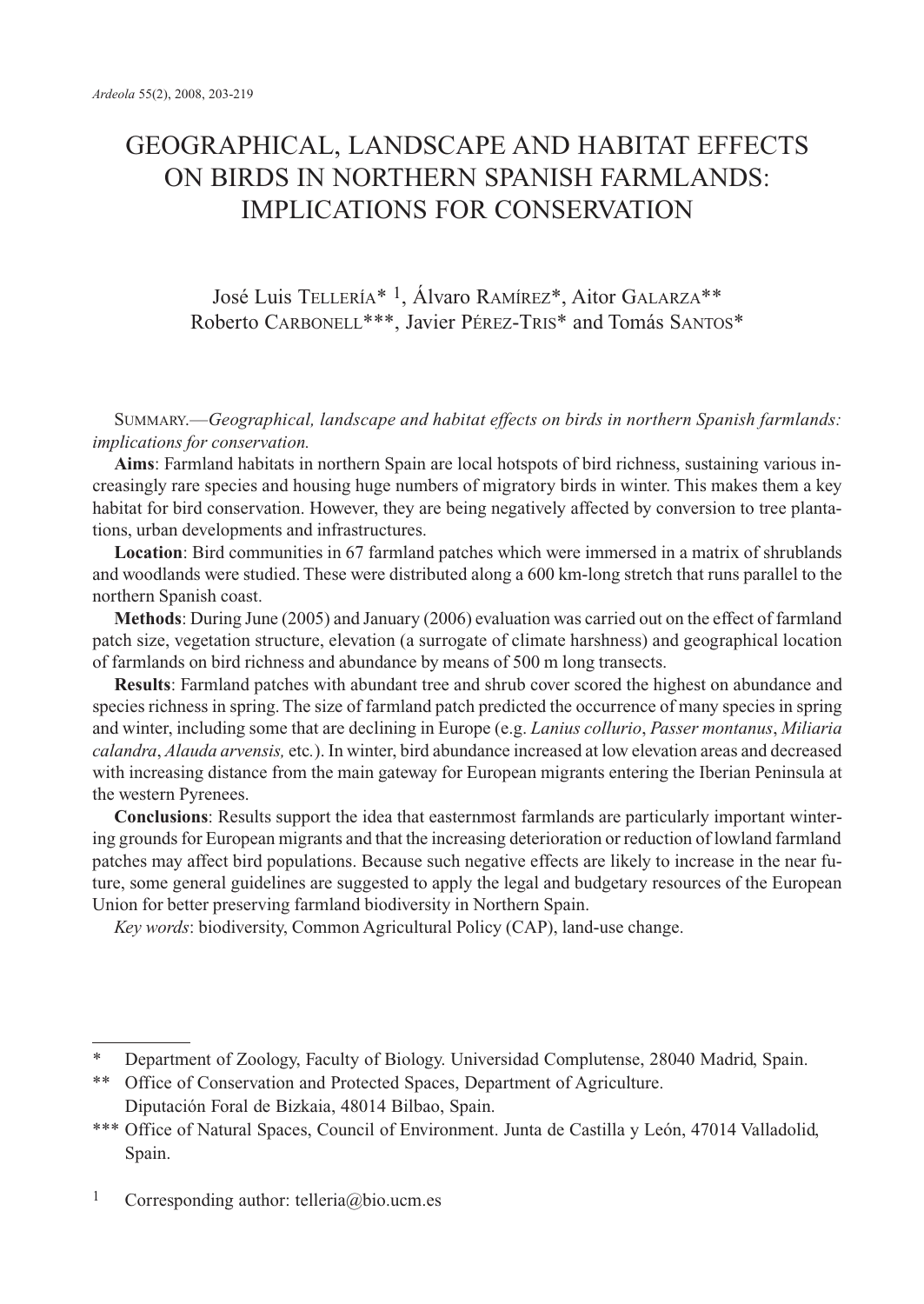# GEOGRAPHICAL, LANDSCAPE AND HABITAT EFFECTS ON BIRDS IN NORTHERN SPANISH FARMLANDS: IMPLICATIONS FOR CONSERVATION

José Luis TELLERÍA* [1], Álvaro RAMÍREZ*, Aitor GALARZA** Roberto CARBONELL***, Javier PÉREZ-TRIS* and Tomás SANTOS*

SUMMARY.—*Geographical, landscape and habitat effects on birds in northern Spanish farmlands: implications for conservation.*

**Aims**: Farmland habitats in northern Spain are local hotspots of bird richness, sustaining various increasingly rare species and housing huge numbers of migratory birds in winter. This makes them a key habitat for bird conservation. However, they are being negatively affected by conversion to tree plantations, urban developments and infrastructures.

**Location**: Bird communities in 67 farmland patches which were immersed in a matrix of shrublands and woodlands were studied. These were distributed along a 600 km-long stretch that runs parallel to the northern Spanish coast.

**Methods**: During June (2005) and January (2006) evaluation was carried out on the effect of farmland patch size, vegetation structure, elevation (a surrogate of climate harshness) and geographical location of farmlands on bird richness and abundance by means of 500 m long transects.

**Results**: Farmland patches with abundant tree and shrub cover scored the highest on abundance and species richness in spring. The size of farmland patch predicted the occurrence of many species in spring and winter, including some that are declining in Europe (e.g. *Lanius collurio*, *Passer montanus*, *Miliaria calandra*, *Alauda arvensis,* etc.). In winter, bird abundance increased at low elevation areas and decreased with increasing distance from the main gateway for European migrants entering the Iberian Peninsula at the western Pyrenees.

**Conclusions**: Results support the idea that easternmost farmlands are particularly important wintering grounds for European migrants and that the increasing deterioration or reduction of lowland farmland patches may affect bird populations. Because such negative effects are likely to increase in the near future, some general guidelines are suggested to apply the legal and budgetary resources of the European Union for better preserving farmland biodiversity in Northern Spain.

*Key words*: biodiversity, Common Agricultural Policy (CAP), land-use change.

---

\* Department of Zoology, Faculty of Biology. Universidad Complutense, 28040 Madrid, Spain.

\*\* Office of Conservation and Protected Spaces, Department of Agriculture. Diputación Foral de Bizkaia, 48014 Bilbao, Spain.

\*\*\* Office of Natural Spaces, Council of Environment. Junta de Castilla y León, 47014 Valladolid, Spain.

[1] Corresponding author: telleria@bio.ucm.es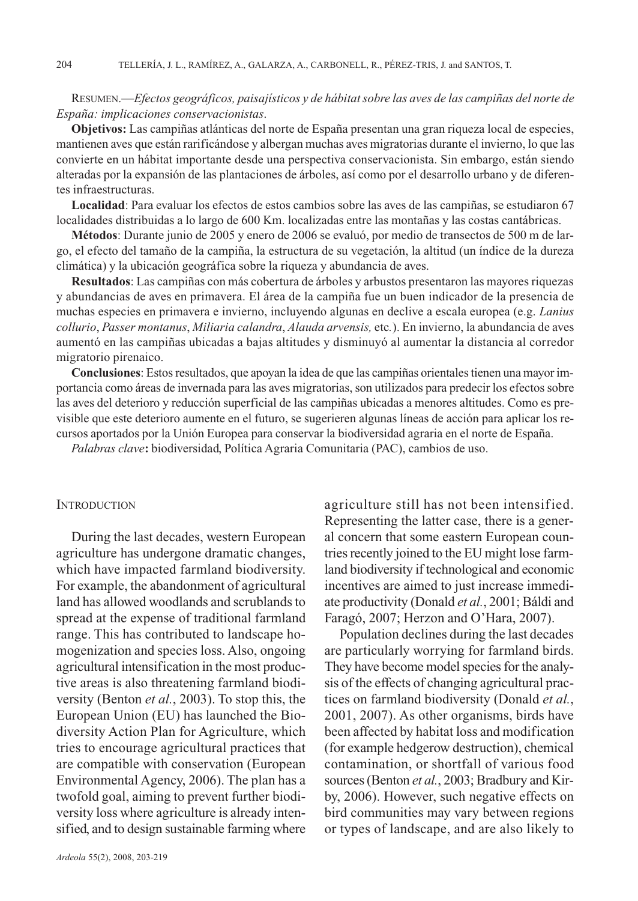RESUMEN.—*Efectos geográficos, paisajísticos y de hábitat sobre las aves de las campiñas del norte de España: implicaciones conservacionistas*.

**Objetivos:** Las campiñas atlánticas del norte de España presentan una gran riqueza local de especies, mantienen aves que están rarificándose y albergan muchas aves migratorias durante el invierno, lo que las convierte en un hábitat importante desde una perspectiva conservacionista. Sin embargo, están siendo alteradas por la expansión de las plantaciones de árboles, así como por el desarrollo urbano y de diferentes infraestructuras.

**Localidad**: Para evaluar los efectos de estos cambios sobre las aves de las campiñas, se estudiaron 67 localidades distribuidas a lo largo de 600 Km. localizadas entre las montañas y las costas cantábricas.

**Métodos**: Durante junio de 2005 y enero de 2006 se evaluó, por medio de transectos de 500 m de largo, el efecto del tamaño de la campiña, la estructura de su vegetación, la altitud (un índice de la dureza climática) y la ubicación geográfica sobre la riqueza y abundancia de aves.

**Resultados**: Las campiñas con más cobertura de árboles y arbustos presentaron las mayores riquezas y abundancias de aves en primavera. El área de la campiña fue un buen indicador de la presencia de muchas especies en primavera e invierno, incluyendo algunas en declive a escala europea (e.g. *Lanius collurio*, *Passer montanus*, *Miliaria calandra*, *Alauda arvensis,* etc.). En invierno, la abundancia de aves aumentó en las campiñas ubicadas a bajas altitudes y disminuyó al aumentar la distancia al corredor migratorio pirenaico.

**Conclusiones**: Estos resultados, que apoyan la idea de que las campiñas orientales tienen una mayor importancia como áreas de invernada para las aves migratorias, son utilizados para predecir los efectos sobre las aves del deterioro y reducción superficial de las campiñas ubicadas a menores altitudes. Como es previsible que este deterioro aumente en el futuro, se sugerieren algunas líneas de acción para aplicar los recursos aportados por la Unión Europea para conservar la biodiversidad agraria en el norte de España.

*Palabras clave***:** biodiversidad, Política Agraria Comunitaria (PAC), cambios de uso.

## INTRODUCTION

During the last decades, western European agriculture has undergone dramatic changes, which have impacted farmland biodiversity. For example, the abandonment of agricultural land has allowed woodlands and scrublands to spread at the expense of traditional farmland range. This has contributed to landscape homogenization and species loss. Also, ongoing agricultural intensification in the most productive areas is also threatening farmland biodiversity (Benton *et al.*, 2003). To stop this, the European Union (EU) has launched the Biodiversity Action Plan for Agriculture, which tries to encourage agricultural practices that are compatible with conservation (European Environmental Agency, 2006). The plan has a twofold goal, aiming to prevent further biodiversity loss where agriculture is already intensified, and to design sustainable farming where agriculture still has not been intensified. Representing the latter case, there is a general concern that some eastern European countries recently joined to the EU might lose farmland biodiversity if technological and economic incentives are aimed to just increase immediate productivity (Donald *et al.*, 2001; Báldi and Faragó, 2007; Herzon and O'Hara, 2007).

Population declines during the last decades are particularly worrying for farmland birds. They have become model species for the analysis of the effects of changing agricultural practices on farmland biodiversity (Donald *et al.*, 2001, 2007). As other organisms, birds have been affected by habitat loss and modification (for example hedgerow destruction), chemical contamination, or shortfall of various food sources (Benton *et al.*, 2003; Bradbury and Kirby, 2006). However, such negative effects on bird communities may vary between regions or types of landscape, and are also likely to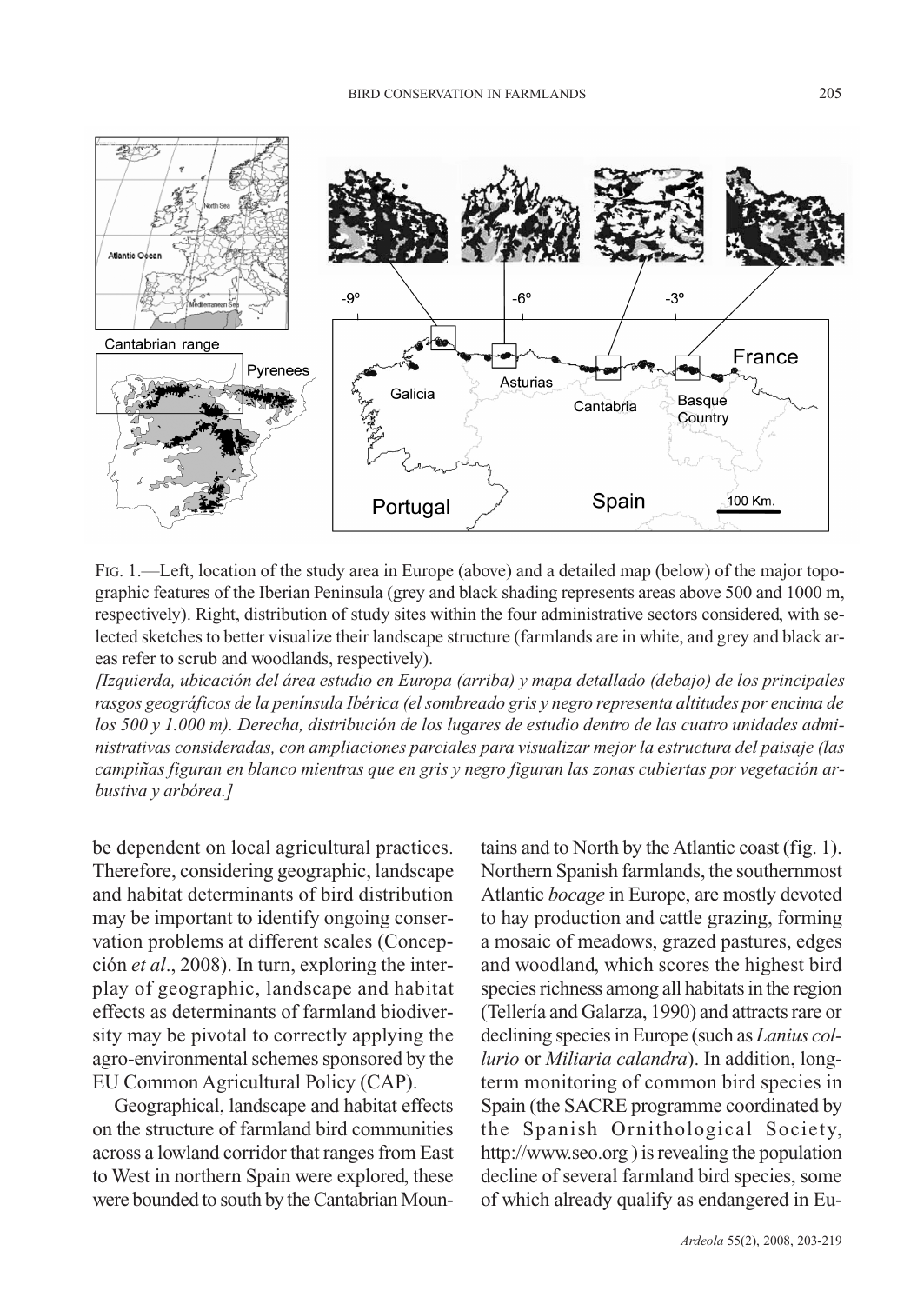FIG. 1.—Left, location of the study area in Europe (above) and a detailed map (below) of the major topographic features of the Iberian Peninsula (grey and black shading represents areas above 500 and 1000 m, respectively). Right, distribution of study sites within the four administrative sectors considered, with selected sketches to better visualize their landscape structure (farmlands are in white, and grey and black areas refer to scrub and woodlands, respectively).

*[Izquierda, ubicación del área estudio en Europa (arriba) y mapa detallado (debajo) de los principales rasgos geográficos de la península Ibérica (el sombreado gris y negro representa altitudes por encima de los 500 y 1.000 m). Derecha, distribución de los lugares de estudio dentro de las cuatro unidades administrativas consideradas, con ampliaciones parciales para visualizar mejor la estructura del paisaje (las campiñas figuran en blanco mientras que en gris y negro figuran las zonas cubiertas por vegetación arbustiva y arbórea.]*

be dependent on local agricultural practices. Therefore, considering geographic, landscape and habitat determinants of bird distribution may be important to identify ongoing conservation problems at different scales (Concepción *et al*., 2008). In turn, exploring the interplay of geographic, landscape and habitat effects as determinants of farmland biodiversity may be pivotal to correctly applying the agro-environmental schemes sponsored by the EU Common Agricultural Policy (CAP).

Geographical, landscape and habitat effects on the structure of farmland bird communities across a lowland corridor that ranges from East to West in northern Spain were explored, these were bounded to south by the Cantabrian Mountains and to North by the Atlantic coast (fig. 1). Northern Spanish farmlands, the southernmost Atlantic *bocage* in Europe, are mostly devoted to hay production and cattle grazing, forming a mosaic of meadows, grazed pastures, edges and woodland, which scores the highest bird species richness among all habitats in the region (Tellería and Galarza, 1990) and attracts rare or declining species in Europe (such as *Lanius collurio* or *Miliaria calandra*). In addition, long-term monitoring of common bird species in Spain (the SACRE programme coordinated by the Spanish Ornithological Society, http://www.seo.org ) is revealing the population decline of several farmland bird species, some of which already qualify as endangered in Eu-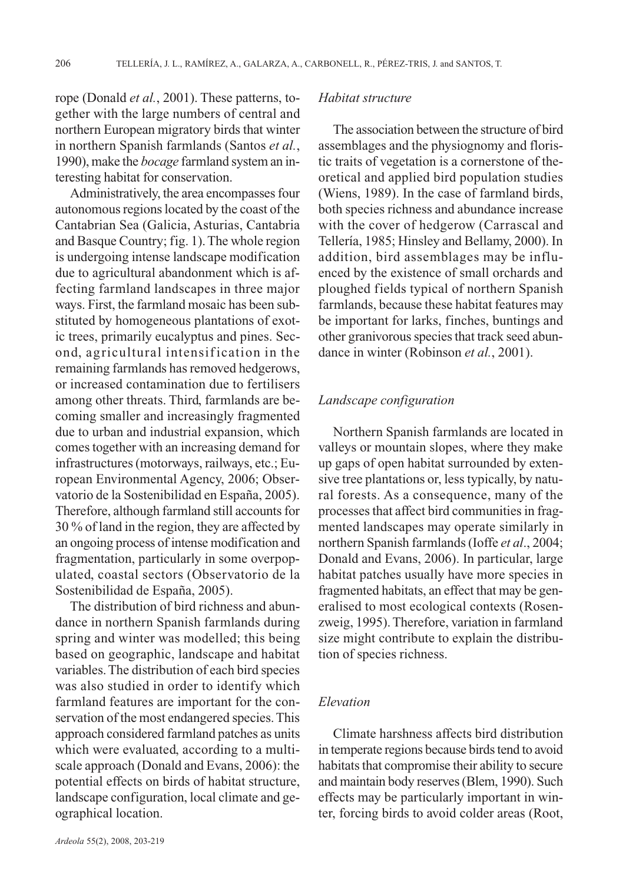rope (Donald *et al.*, 2001). These patterns, together with the large numbers of central and northern European migratory birds that winter in northern Spanish farmlands (Santos *et al.*, 1990), make the *bocage* farmland system an interesting habitat for conservation.

Administratively, the area encompasses four autonomous regions located by the coast of the Cantabrian Sea (Galicia, Asturias, Cantabria and Basque Country; fig. 1). The whole region is undergoing intense landscape modification due to agricultural abandonment which is affecting farmland landscapes in three major ways. First, the farmland mosaic has been substituted by homogeneous plantations of exotic trees, primarily eucalyptus and pines. Second, agricultural intensification in the remaining farmlands has removed hedgerows, or increased contamination due to fertilisers among other threats. Third, farmlands are becoming smaller and increasingly fragmented due to urban and industrial expansion, which comes together with an increasing demand for infrastructures (motorways, railways, etc.; European Environmental Agency, 2006; Observatorio de la Sostenibilidad en España, 2005). Therefore, although farmland still accounts for 30 % of land in the region, they are affected by an ongoing process of intense modification and fragmentation, particularly in some overpopulated, coastal sectors (Observatorio de la Sostenibilidad de España, 2005).

The distribution of bird richness and abundance in northern Spanish farmlands during spring and winter was modelled; this being based on geographic, landscape and habitat variables. The distribution of each bird species was also studied in order to identify which farmland features are important for the conservation of the most endangered species. This approach considered farmland patches as units which were evaluated, according to a multiscale approach (Donald and Evans, 2006): the potential effects on birds of habitat structure, landscape configuration, local climate and geographical location.

### *Habitat structure*

The association between the structure of bird assemblages and the physiognomy and floristic traits of vegetation is a cornerstone of theoretical and applied bird population studies (Wiens, 1989). In the case of farmland birds, both species richness and abundance increase with the cover of hedgerow (Carrascal and Tellería, 1985; Hinsley and Bellamy, 2000). In addition, bird assemblages may be influenced by the existence of small orchards and ploughed fields typical of northern Spanish farmlands, because these habitat features may be important for larks, finches, buntings and other granivorous species that track seed abundance in winter (Robinson *et al.*, 2001).

### *Landscape configuration*

Northern Spanish farmlands are located in valleys or mountain slopes, where they make up gaps of open habitat surrounded by extensive tree plantations or, less typically, by natural forests. As a consequence, many of the processes that affect bird communities in fragmented landscapes may operate similarly in northern Spanish farmlands (Ioffe *et al*., 2004; Donald and Evans, 2006). In particular, large habitat patches usually have more species in fragmented habitats, an effect that may be generalised to most ecological contexts (Rosenzweig, 1995). Therefore, variation in farmland size might contribute to explain the distribution of species richness.

### *Elevation*

Climate harshness affects bird distribution in temperate regions because birds tend to avoid habitats that compromise their ability to secure and maintain body reserves (Blem, 1990). Such effects may be particularly important in winter, forcing birds to avoid colder areas (Root,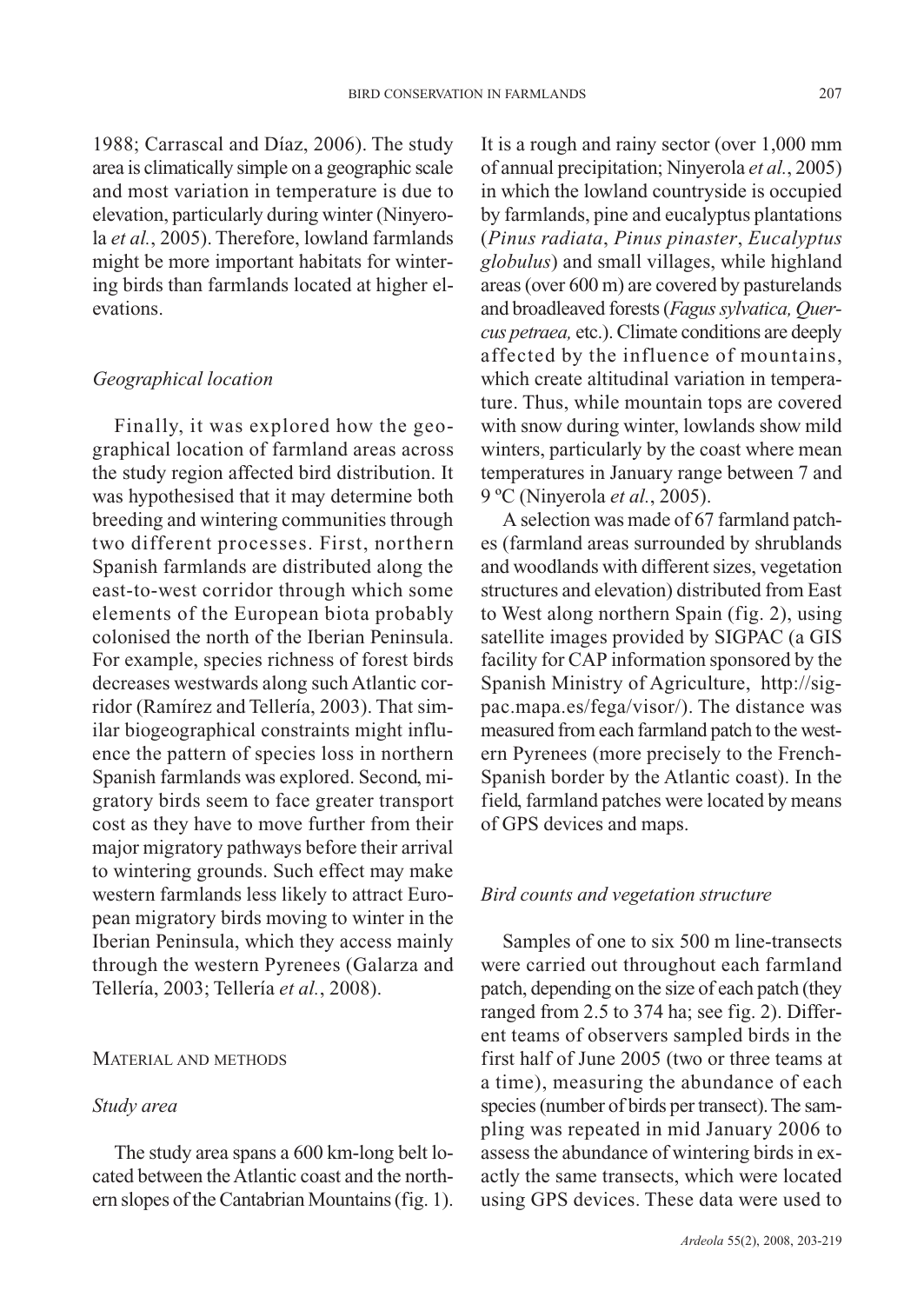1988; Carrascal and Díaz, 2006). The study area is climatically simple on a geographic scale and most variation in temperature is due to elevation, particularly during winter (Ninyerola *et al.*, 2005). Therefore, lowland farmlands might be more important habitats for wintering birds than farmlands located at higher elevations.

### *Geographical location*

Finally, it was explored how the geographical location of farmland areas across the study region affected bird distribution. It was hypothesised that it may determine both breeding and wintering communities through two different processes. First, northern Spanish farmlands are distributed along the east-to-west corridor through which some elements of the European biota probably colonised the north of the Iberian Peninsula. For example, species richness of forest birds decreases westwards along such Atlantic corridor (Ramírez and Tellería, 2003). That similar biogeographical constraints might influence the pattern of species loss in northern Spanish farmlands was explored. Second, migratory birds seem to face greater transport cost as they have to move further from their major migratory pathways before their arrival to wintering grounds. Such effect may make western farmlands less likely to attract European migratory birds moving to winter in the Iberian Peninsula, which they access mainly through the western Pyrenees (Galarza and Tellería, 2003; Tellería *et al.*, 2008).

## MATERIAL AND METHODS

### *Study area*

The study area spans a 600 km-long belt located between the Atlantic coast and the northern slopes of the Cantabrian Mountains (fig. 1). It is a rough and rainy sector (over 1,000 mm of annual precipitation; Ninyerola *et al.*, 2005) in which the lowland countryside is occupied by farmlands, pine and eucalyptus plantations (*Pinus radiata*, *Pinus pinaster*, *Eucalyptus globulus*) and small villages, while highland areas (over 600 m) are covered by pasturelands and broadleaved forests (*Fagus sylvatica, Quercus petraea,* etc.). Climate conditions are deeply affected by the influence of mountains, which create altitudinal variation in temperature. Thus, while mountain tops are covered with snow during winter, lowlands show mild winters, particularly by the coast where mean temperatures in January range between 7 and 9 ºC (Ninyerola *et al.*, 2005).

A selection was made of 67 farmland patches (farmland areas surrounded by shrublands and woodlands with different sizes, vegetation structures and elevation) distributed from East to West along northern Spain (fig. 2), using satellite images provided by SIGPAC (a GIS facility for CAP information sponsored by the Spanish Ministry of Agriculture, http://sigpac.mapa.es/fega/visor/). The distance was measured from each farmland patch to the western Pyrenees (more precisely to the French-Spanish border by the Atlantic coast). In the field, farmland patches were located by means of GPS devices and maps.

### *Bird counts and vegetation structure*

Samples of one to six 500 m line-transects were carried out throughout each farmland patch, depending on the size of each patch (they ranged from 2.5 to 374 ha; see fig. 2). Different teams of observers sampled birds in the first half of June 2005 (two or three teams at a time), measuring the abundance of each species (number of birds per transect). The sampling was repeated in mid January 2006 to assess the abundance of wintering birds in exactly the same transects, which were located using GPS devices. These data were used to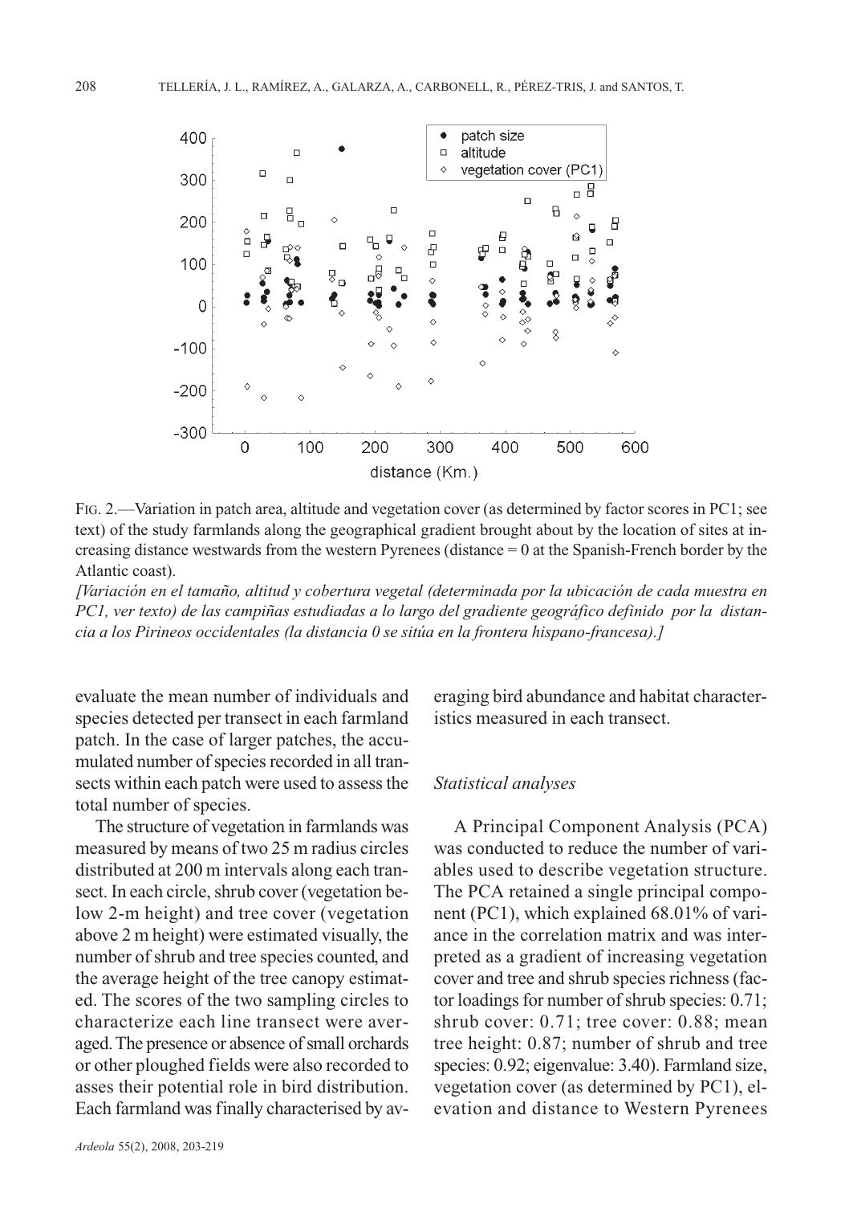FIG. 2.—Variation in patch area, altitude and vegetation cover (as determined by factor scores in PC1; see text) of the study farmlands along the geographical gradient brought about by the location of sites at increasing distance westwards from the western Pyrenees (distance = 0 at the Spanish-French border by the Atlantic coast).

*[Variación en el tamaño, altitud y cobertura vegetal (determinada por la ubicación de cada muestra en PC1, ver texto) de las campiñas estudiadas a lo largo del gradiente geográfico definido por la distancia a los Pirineos occidentales (la distancia 0 se sitúa en la frontera hispano-francesa).]*

evaluate the mean number of individuals and species detected per transect in each farmland patch. In the case of larger patches, the accumulated number of species recorded in all transects within each patch were used to assess the total number of species.

The structure of vegetation in farmlands was measured by means of two 25 m radius circles distributed at 200 m intervals along each transect. In each circle, shrub cover (vegetation below 2-m height) and tree cover (vegetation above 2 m height) were estimated visually, the number of shrub and tree species counted, and the average height of the tree canopy estimated. The scores of the two sampling circles to characterize each line transect were averaged. The presence or absence of small orchards or other ploughed fields were also recorded to asses their potential role in bird distribution. Each farmland was finally characterised by averaging bird abundance and habitat characteristics measured in each transect.

### *Statistical analyses*

A Principal Component Analysis (PCA) was conducted to reduce the number of variables used to describe vegetation structure. The PCA retained a single principal component (PC1), which explained 68.01% of variance in the correlation matrix and was interpreted as a gradient of increasing vegetation cover and tree and shrub species richness (factor loadings for number of shrub species: 0.71; shrub cover: 0.71; tree cover: 0.88; mean tree height: 0.87; number of shrub and tree species: 0.92; eigenvalue: 3.40). Farmland size, vegetation cover (as determined by PC1), elevation and distance to Western Pyrenees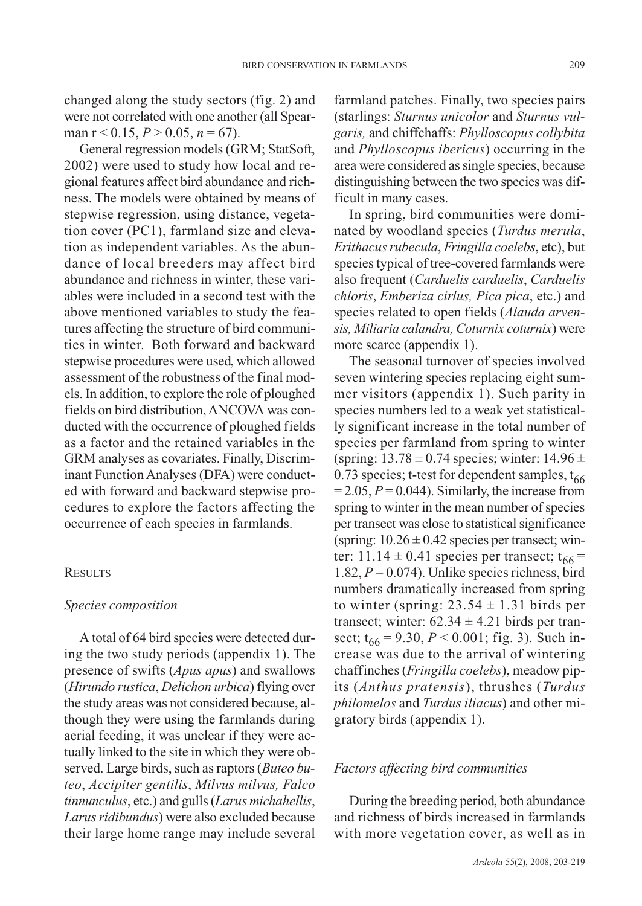changed along the study sectors (fig. 2) and were not correlated with one another (all Spearman $r < 0.15$, $P > 0.05$, $n = 67$).

General regression models (GRM; StatSoft, 2002) were used to study how local and regional features affect bird abundance and richness. The models were obtained by means of stepwise regression, using distance, vegetation cover (PC1), farmland size and elevation as independent variables. As the abundance of local breeders may affect bird abundance and richness in winter, these variables were included in a second test with the above mentioned variables to study the features affecting the structure of bird communities in winter. Both forward and backward stepwise procedures were used, which allowed assessment of the robustness of the final models. In addition, to explore the role of ploughed fields on bird distribution, ANCOVA was conducted with the occurrence of ploughed fields as a factor and the retained variables in the GRM analyses as covariates. Finally, Discriminant Function Analyses (DFA) were conducted with forward and backward stepwise procedures to explore the factors affecting the occurrence of each species in farmlands.

## RESULTS

### *Species composition*

A total of 64 bird species were detected during the two study periods (appendix 1). The presence of swifts (*Apus apus*) and swallows (*Hirundo rustica*, *Delichon urbica*) flying over the study areas was not considered because, although they were using the farmlands during aerial feeding, it was unclear if they were actually linked to the site in which they were observed. Large birds, such as raptors (*Buteo buteo*, *Accipiter gentilis*, *Milvus milvus, Falco tinnunculus*, etc.) and gulls (*Larus michahellis*, *Larus ridibundus*) were also excluded because their large home range may include several farmland patches. Finally, two species pairs (starlings: *Sturnus unicolor* and *Sturnus vulgaris,* and chiffchaffs: *Phylloscopus collybita* and *Phylloscopus ibericus*) occurring in the area were considered as single species, because distinguishing between the two species was difficult in many cases.

In spring, bird communities were dominated by woodland species (*Turdus merula*, *Erithacus rubecula*, *Fringilla coelebs*, etc), but species typical of tree-covered farmlands were also frequent (*Carduelis carduelis*, *Carduelis chloris*, *Emberiza cirlus, Pica pica*, etc.) and species related to open fields (*Alauda arvensis, Miliaria calandra, Coturnix coturnix*) were more scarce (appendix 1).

The seasonal turnover of species involved seven wintering species replacing eight summer visitors (appendix 1). Such parity in species numbers led to a weak yet statistically significant increase in the total number of species per farmland from spring to winter (spring: $13.78 \pm 0.74$ species; winter: $14.96 \pm 0.73$ species; t-test for dependent samples, $t_{66} = 2.05$, $P = 0.044$). Similarly, the increase from spring to winter in the mean number of species per transect was close to statistical significance (spring: $10.26 \pm 0.42$ species per transect; winter: $11.14 \pm 0.41$ species per transect; $t_{66} = 1.82$, $P = 0.074$). Unlike species richness, bird numbers dramatically increased from spring to winter (spring: $23.54 \pm 1.31$ birds per transect; winter: $62.34 \pm 4.21$ birds per transect; $t_{66} = 9.30$, $P < 0.001$; fig. 3). Such increase was due to the arrival of wintering chaffinches (*Fringilla coelebs*), meadow pipits (*Anthus pratensis*), thrushes (*Turdus philomelos* and *Turdus iliacus*) and other migratory birds (appendix 1).

### *Factors affecting bird communities*

During the breeding period, both abundance and richness of birds increased in farmlands with more vegetation cover, as well as in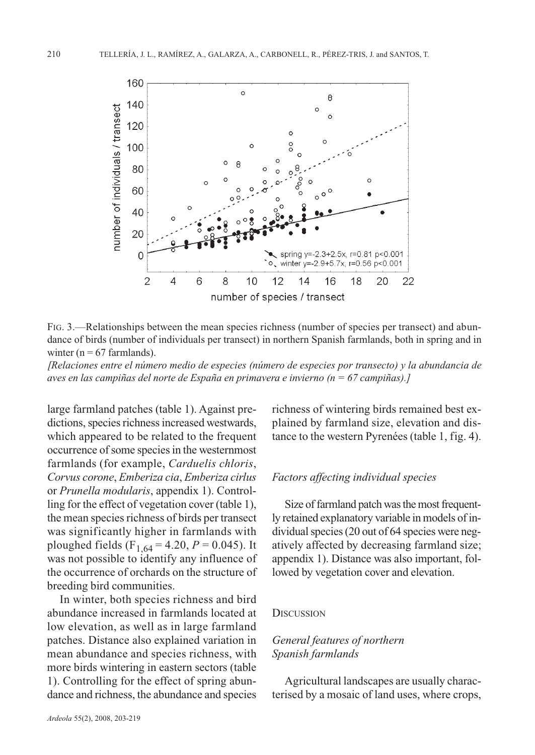FIG. 3.—Relationships between the mean species richness (number of species per transect) and abundance of birds (number of individuals per transect) in northern Spanish farmlands, both in spring and in winter (n = 67 farmlands).

*[Relaciones entre el número medio de especies (número de especies por transecto) y la abundancia de aves en las campiñas del norte de España en primavera e invierno (n = 67 campiñas).]*

large farmland patches (table 1). Against predictions, species richness increased westwards, which appeared to be related to the frequent occurrence of some species in the westernmost farmlands (for example, *Carduelis chloris*, *Corvus corone*, *Emberiza cia*, *Emberiza cirlus* or *Prunella modularis*, appendix 1). Controlling for the effect of vegetation cover (table 1), the mean species richness of birds per transect was significantly higher in farmlands with ploughed fields ($F_{1,64} = 4.20$, $P = 0.045$). It was not possible to identify any influence of the occurrence of orchards on the structure of breeding bird communities.

In winter, both species richness and bird abundance increased in farmlands located at low elevation, as well as in large farmland patches. Distance also explained variation in mean abundance and species richness, with more birds wintering in eastern sectors (table 1). Controlling for the effect of spring abundance and richness, the abundance and species richness of wintering birds remained best explained by farmland size, elevation and distance to the western Pyrenées (table 1, fig. 4).

### *Factors affecting individual species*

Size of farmland patch was the most frequently retained explanatory variable in models of individual species (20 out of 64 species were negatively affected by decreasing farmland size; appendix 1). Distance was also important, followed by vegetation cover and elevation.

## DISCUSSION

### *General features of northern Spanish farmlands*

Agricultural landscapes are usually characterised by a mosaic of land uses, where crops,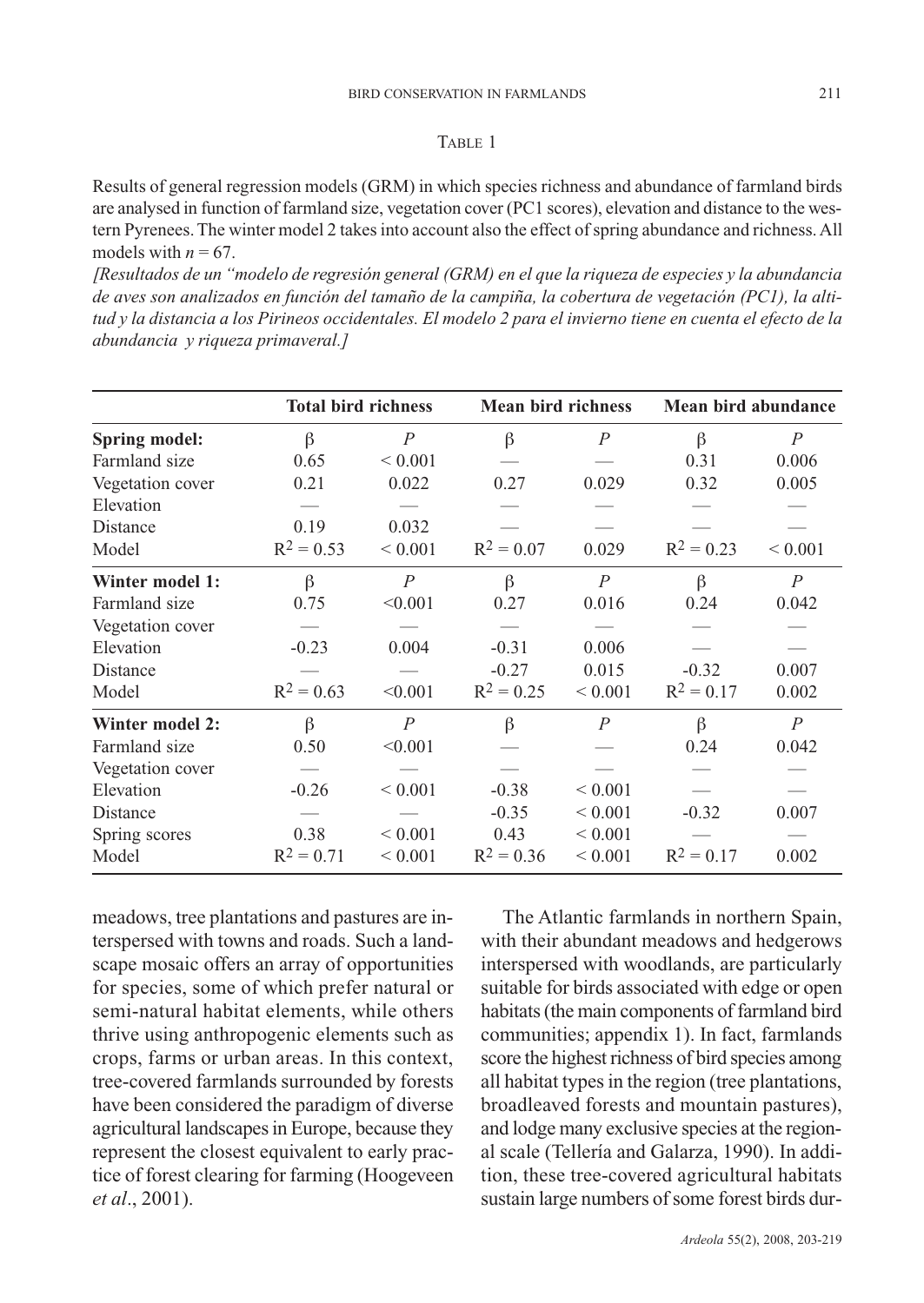TABLE 1

Results of general regression models (GRM) in which species richness and abundance of farmland birds are analysed in function of farmland size, vegetation cover (PC1 scores), elevation and distance to the western Pyrenees. The winter model 2 takes into account also the effect of spring abundance and richness. All models with $n = 67$.

*[Resultados de un "modelo de regresión general (GRM) en el que la riqueza de especies y la abundancia de aves son analizados en función del tamaño de la campiña, la cobertura de vegetación (PC1), la altitud y la distancia a los Pirineos occidentales. El modelo 2 para el invierno tiene en cuenta el efecto de la abundancia y riqueza primaveral.]*

| | **Total bird richness** | | **Mean bird richness** | | **Mean bird abundance** | |
|---|---|---|---|---|---|---|
| **Spring model:** | β | $P$ | β | $P$ | β | $P$ |
| Farmland size | 0.65 | < 0.001 | — | — | 0.31 | 0.006 |
| Vegetation cover | 0.21 | 0.022 | 0.27 | 0.029 | 0.32 | 0.005 |
| Elevation | — | — | — | — | — | — |
| Distance | 0.19 | 0.032 | — | — | — | — |
| Model | $R^2 = 0.53$ | < 0.001 | $R^2 = 0.07$ | 0.029 | $R^2 = 0.23$ | < 0.001 |
| **Winter model 1:** | β | $P$ | β | $P$ | β | $P$ |
| Farmland size | 0.75 | <0.001 | 0.27 | 0.016 | 0.24 | 0.042 |
| Vegetation cover | — | — | — | — | — | — |
| Elevation | -0.23 | 0.004 | -0.31 | 0.006 | — | — |
| Distance | — | — | -0.27 | 0.015 | -0.32 | 0.007 |
| Model | $R^2 = 0.63$ | <0.001 | $R^2 = 0.25$ | < 0.001 | $R^2 = 0.17$ | 0.002 |
| **Winter model 2:** | β | $P$ | β | $P$ | β | $P$ |
| Farmland size | 0.50 | <0.001 | — | — | 0.24 | 0.042 |
| Vegetation cover | — | — | — | — | — | — |
| Elevation | -0.26 | < 0.001 | -0.38 | < 0.001 | — | — |
| Distance | — | — | -0.35 | < 0.001 | -0.32 | 0.007 |
| Spring scores | 0.38 | < 0.001 | 0.43 | < 0.001 | — | — |
| Model | $R^2 = 0.71$ | < 0.001 | $R^2 = 0.36$ | < 0.001 | $R^2 = 0.17$ | 0.002 |

meadows, tree plantations and pastures are interspersed with towns and roads. Such a landscape mosaic offers an array of opportunities for species, some of which prefer natural or semi-natural habitat elements, while others thrive using anthropogenic elements such as crops, farms or urban areas. In this context, tree-covered farmlands surrounded by forests have been considered the paradigm of diverse agricultural landscapes in Europe, because they represent the closest equivalent to early practice of forest clearing for farming (Hoogeveen *et al*., 2001).

The Atlantic farmlands in northern Spain, with their abundant meadows and hedgerows interspersed with woodlands, are particularly suitable for birds associated with edge or open habitats (the main components of farmland bird communities; appendix 1). In fact, farmlands score the highest richness of bird species among all habitat types in the region (tree plantations, broadleaved forests and mountain pastures), and lodge many exclusive species at the regional scale (Tellería and Galarza, 1990). In addition, these tree-covered agricultural habitats sustain large numbers of some forest birds dur-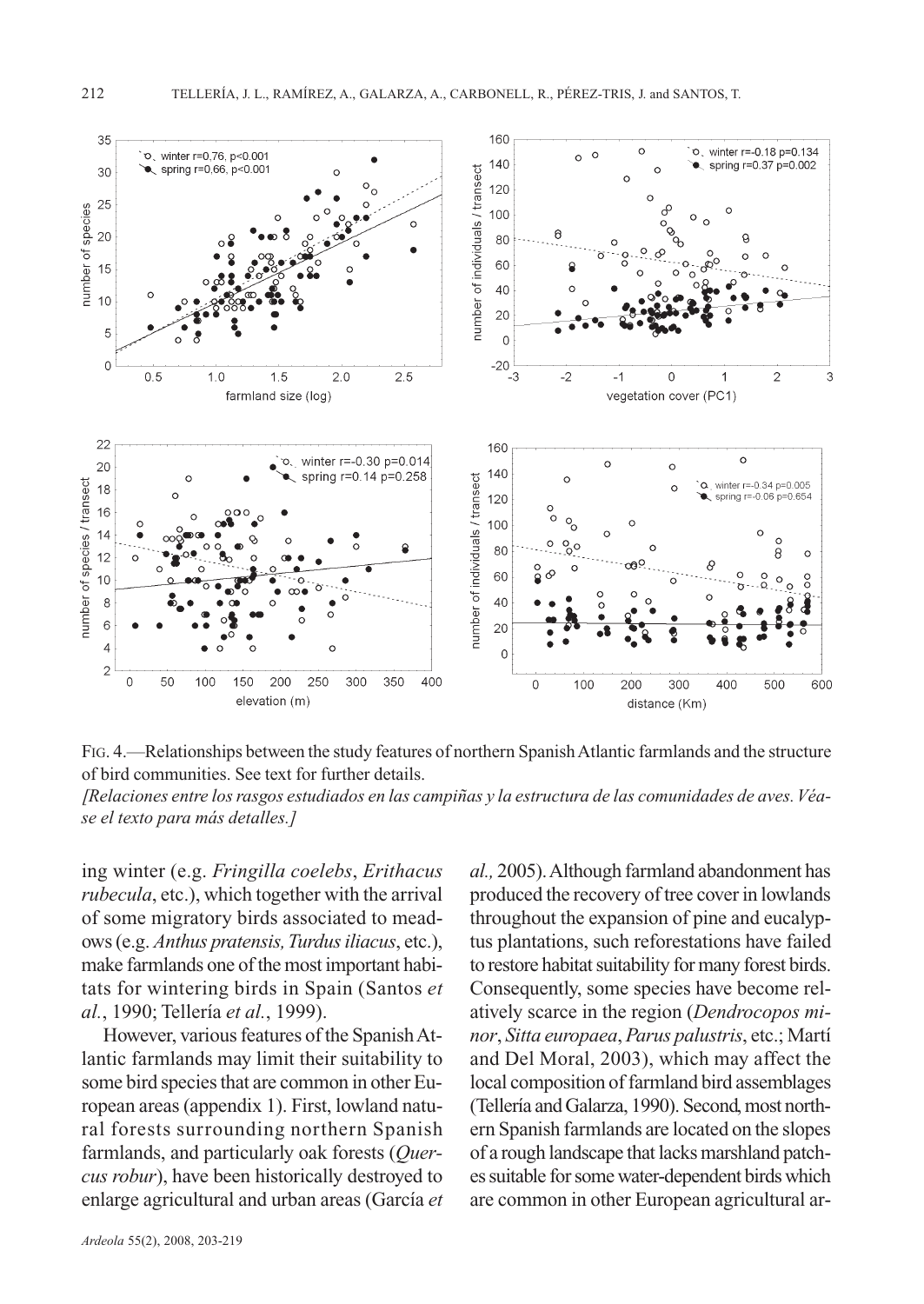FIG. 4.—Relationships between the study features of northern Spanish Atlantic farmlands and the structure of bird communities. See text for further details.

*[Relaciones entre los rasgos estudiados en las campiñas y la estructura de las comunidades de aves. Véase el texto para más detalles.]*

ing winter (e.g. *Fringilla coelebs*, *Erithacus rubecula*, etc.), which together with the arrival of some migratory birds associated to meadows (e.g. *Anthus pratensis, Turdus iliacus*, etc.), make farmlands one of the most important habitats for wintering birds in Spain (Santos *et al.*, 1990; Tellería *et al.*, 1999).

However, various features of the Spanish Atlantic farmlands may limit their suitability to some bird species that are common in other European areas (appendix 1). First, lowland natural forests surrounding northern Spanish farmlands, and particularly oak forests (*Quercus robur*), have been historically destroyed to enlarge agricultural and urban areas (García *et al.,* 2005). Although farmland abandonment has produced the recovery of tree cover in lowlands throughout the expansion of pine and eucalyptus plantations, such reforestations have failed to restore habitat suitability for many forest birds. Consequently, some species have become relatively scarce in the region (*Dendrocopos minor*, *Sitta europaea*, *Parus palustris*, etc.; Martí and Del Moral, 2003), which may affect the local composition of farmland bird assemblages (Tellería and Galarza, 1990). Second, most northern Spanish farmlands are located on the slopes of a rough landscape that lacks marshland patches suitable for some water-dependent birds which are common in other European agricultural ar-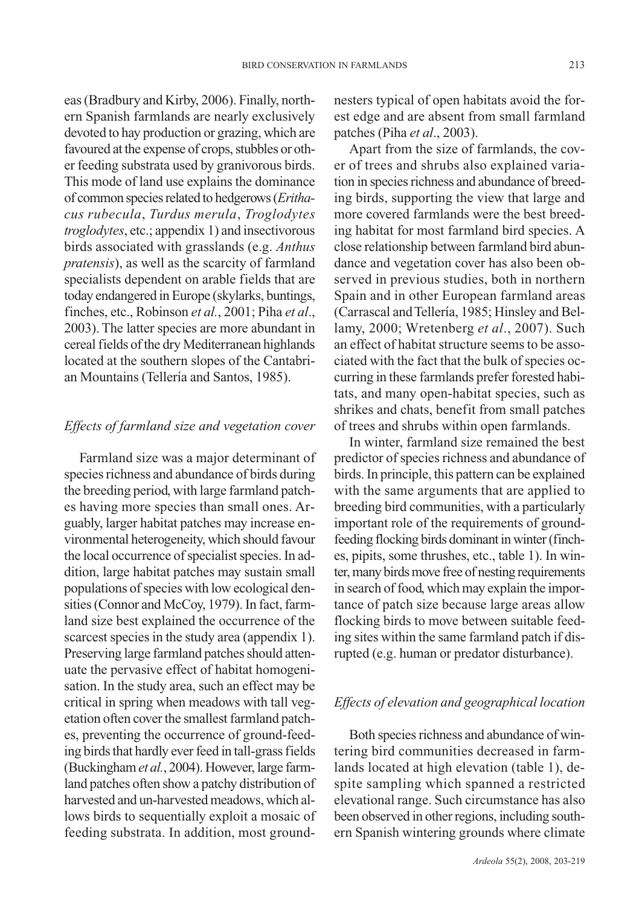eas (Bradbury and Kirby, 2006). Finally, northern Spanish farmlands are nearly exclusively devoted to hay production or grazing, which are favoured at the expense of crops, stubbles or other feeding substrata used by granivorous birds. This mode of land use explains the dominance of common species related to hedgerows (*Erithacus rubecula*, *Turdus merula*, *Troglodytes troglodytes*, etc.; appendix 1) and insectivorous birds associated with grasslands (e.g. *Anthus pratensis*), as well as the scarcity of farmland specialists dependent on arable fields that are today endangered in Europe (skylarks, buntings, finches, etc., Robinson *et al.*, 2001; Piha *et al*., 2003). The latter species are more abundant in cereal fields of the dry Mediterranean highlands located at the southern slopes of the Cantabrian Mountains (Tellería and Santos, 1985).

### *Effects of farmland size and vegetation cover*

Farmland size was a major determinant of species richness and abundance of birds during the breeding period, with large farmland patches having more species than small ones. Arguably, larger habitat patches may increase environmental heterogeneity, which should favour the local occurrence of specialist species. In addition, large habitat patches may sustain small populations of species with low ecological densities (Connor and McCoy, 1979). In fact, farmland size best explained the occurrence of the scarcest species in the study area (appendix 1). Preserving large farmland patches should attenuate the pervasive effect of habitat homogenisation. In the study area, such an effect may be critical in spring when meadows with tall vegetation often cover the smallest farmland patches, preventing the occurrence of ground-feeding birds that hardly ever feed in tall-grass fields (Buckingham *et al.*, 2004). However, large farmland patches often show a patchy distribution of harvested and un-harvested meadows, which allows birds to sequentially exploit a mosaic of feeding substrata. In addition, most ground-nesters typical of open habitats avoid the forest edge and are absent from small farmland patches (Piha *et al*., 2003).

Apart from the size of farmlands, the cover of trees and shrubs also explained variation in species richness and abundance of breeding birds, supporting the view that large and more covered farmlands were the best breeding habitat for most farmland bird species. A close relationship between farmland bird abundance and vegetation cover has also been observed in previous studies, both in northern Spain and in other European farmland areas (Carrascal and Tellería, 1985; Hinsley and Bellamy, 2000; Wretenberg *et al*., 2007). Such an effect of habitat structure seems to be associated with the fact that the bulk of species occurring in these farmlands prefer forested habitats, and many open-habitat species, such as shrikes and chats, benefit from small patches of trees and shrubs within open farmlands.

In winter, farmland size remained the best predictor of species richness and abundance of birds. In principle, this pattern can be explained with the same arguments that are applied to breeding bird communities, with a particularly important role of the requirements of ground-feeding flocking birds dominant in winter (finches, pipits, some thrushes, etc., table 1). In winter, many birds move free of nesting requirements in search of food, which may explain the importance of patch size because large areas allow flocking birds to move between suitable feeding sites within the same farmland patch if disrupted (e.g. human or predator disturbance).

### *Effects of elevation and geographical location*

Both species richness and abundance of wintering bird communities decreased in farmlands located at high elevation (table 1), despite sampling which spanned a restricted elevational range. Such circumstance has also been observed in other regions, including southern Spanish wintering grounds where climate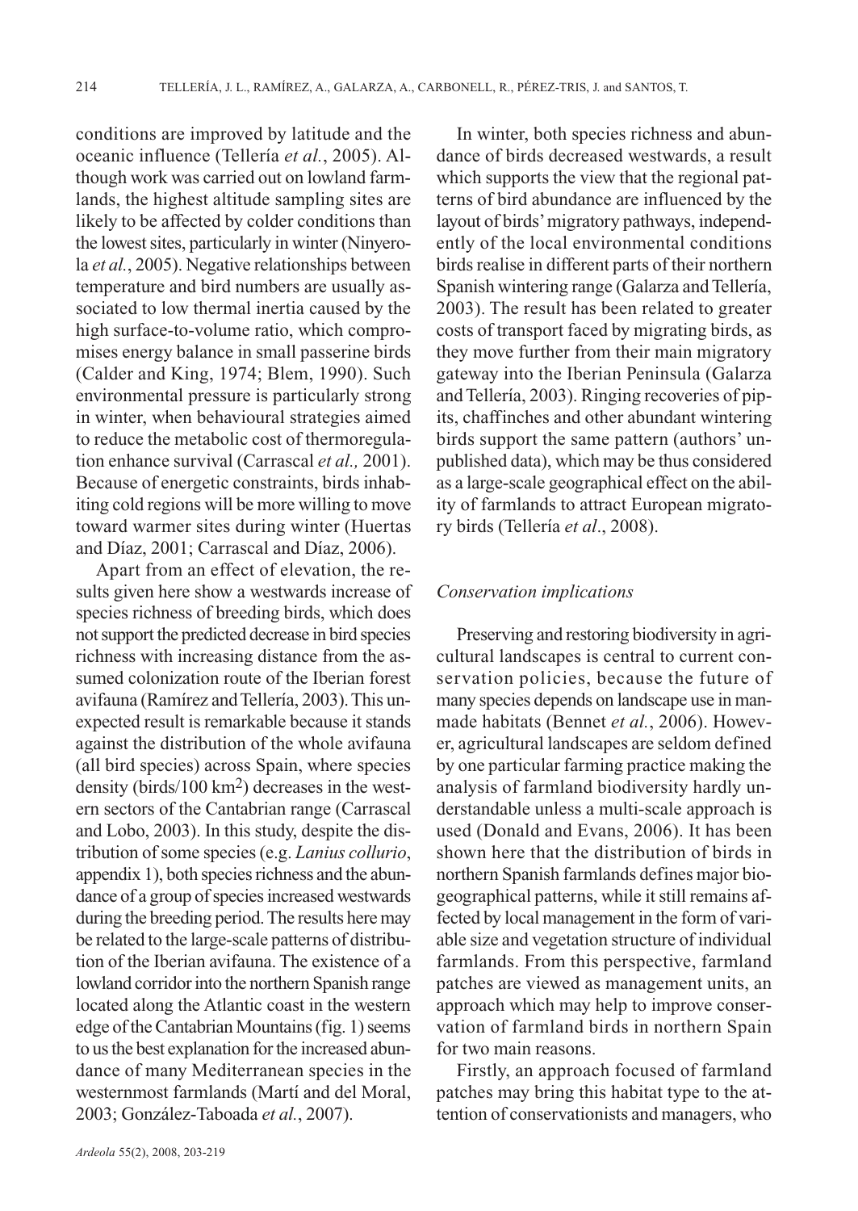conditions are improved by latitude and the oceanic influence (Tellería *et al.*, 2005). Although work was carried out on lowland farmlands, the highest altitude sampling sites are likely to be affected by colder conditions than the lowest sites, particularly in winter (Ninyerola *et al.*, 2005). Negative relationships between temperature and bird numbers are usually associated to low thermal inertia caused by the high surface-to-volume ratio, which compromises energy balance in small passerine birds (Calder and King, 1974; Blem, 1990). Such environmental pressure is particularly strong in winter, when behavioural strategies aimed to reduce the metabolic cost of thermoregulation enhance survival (Carrascal *et al.,* 2001). Because of energetic constraints, birds inhabiting cold regions will be more willing to move toward warmer sites during winter (Huertas and Díaz, 2001; Carrascal and Díaz, 2006).

Apart from an effect of elevation, the results given here show a westwards increase of species richness of breeding birds, which does not support the predicted decrease in bird species richness with increasing distance from the assumed colonization route of the Iberian forest avifauna (Ramírez and Tellería, 2003). This unexpected result is remarkable because it stands against the distribution of the whole avifauna (all bird species) across Spain, where species density (birds/100 km$^2$) decreases in the western sectors of the Cantabrian range (Carrascal and Lobo, 2003). In this study, despite the distribution of some species (e.g. *Lanius collurio*, appendix 1), both species richness and the abundance of a group of species increased westwards during the breeding period. The results here may be related to the large-scale patterns of distribution of the Iberian avifauna. The existence of a lowland corridor into the northern Spanish range located along the Atlantic coast in the western edge of the Cantabrian Mountains (fig. 1) seems to us the best explanation for the increased abundance of many Mediterranean species in the westernmost farmlands (Martí and del Moral, 2003; González-Taboada *et al.*, 2007).

In winter, both species richness and abundance of birds decreased westwards, a result which supports the view that the regional patterns of bird abundance are influenced by the layout of birds' migratory pathways, independently of the local environmental conditions birds realise in different parts of their northern Spanish wintering range (Galarza and Tellería, 2003). The result has been related to greater costs of transport faced by migrating birds, as they move further from their main migratory gateway into the Iberian Peninsula (Galarza and Tellería, 2003). Ringing recoveries of pipits, chaffinches and other abundant wintering birds support the same pattern (authors' unpublished data), which may be thus considered as a large-scale geographical effect on the ability of farmlands to attract European migratory birds (Tellería *et al*., 2008).

### *Conservation implications*

Preserving and restoring biodiversity in agricultural landscapes is central to current conservation policies, because the future of many species depends on landscape use in manmade habitats (Bennet *et al.*, 2006). However, agricultural landscapes are seldom defined by one particular farming practice making the analysis of farmland biodiversity hardly understandable unless a multi-scale approach is used (Donald and Evans, 2006). It has been shown here that the distribution of birds in northern Spanish farmlands defines major biogeographical patterns, while it still remains affected by local management in the form of variable size and vegetation structure of individual farmlands. From this perspective, farmland patches are viewed as management units, an approach which may help to improve conservation of farmland birds in northern Spain for two main reasons.

Firstly, an approach focused of farmland patches may bring this habitat type to the attention of conservationists and managers, who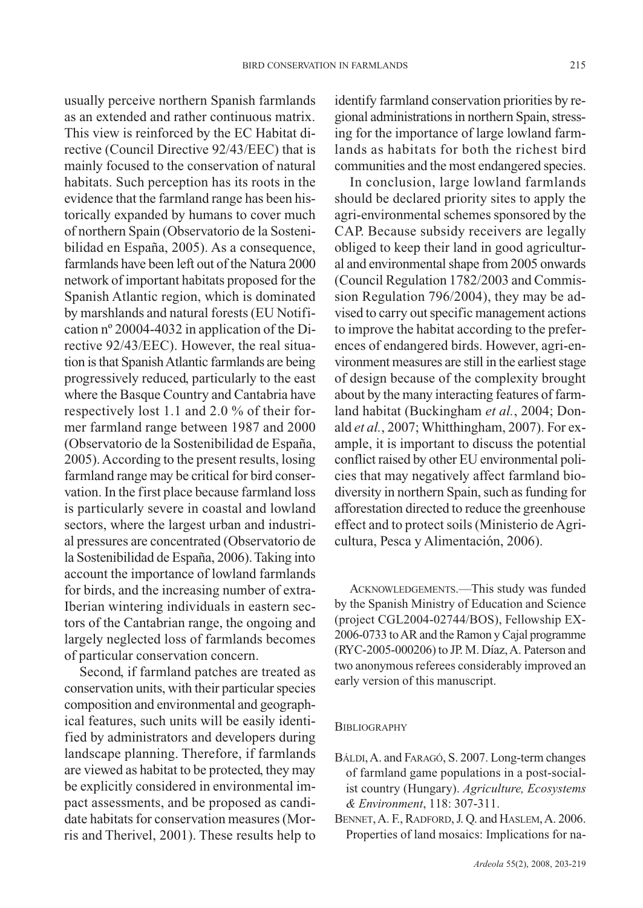usually perceive northern Spanish farmlands as an extended and rather continuous matrix. This view is reinforced by the EC Habitat directive (Council Directive 92/43/EEC) that is mainly focused to the conservation of natural habitats. Such perception has its roots in the evidence that the farmland range has been historically expanded by humans to cover much of northern Spain (Observatorio de la Sostenibilidad en España, 2005). As a consequence, farmlands have been left out of the Natura 2000 network of important habitats proposed for the Spanish Atlantic region, which is dominated by marshlands and natural forests (EU Notification nº 20004-4032 in application of the Directive 92/43/EEC). However, the real situation is that Spanish Atlantic farmlands are being progressively reduced, particularly to the east where the Basque Country and Cantabria have respectively lost 1.1 and 2.0 % of their former farmland range between 1987 and 2000 (Observatorio de la Sostenibilidad de España, 2005). According to the present results, losing farmland range may be critical for bird conservation. In the first place because farmland loss is particularly severe in coastal and lowland sectors, where the largest urban and industrial pressures are concentrated (Observatorio de la Sostenibilidad de España, 2006). Taking into account the importance of lowland farmlands for birds, and the increasing number of extra-Iberian wintering individuals in eastern sectors of the Cantabrian range, the ongoing and largely neglected loss of farmlands becomes of particular conservation concern.

Second, if farmland patches are treated as conservation units, with their particular species composition and environmental and geographical features, such units will be easily identified by administrators and developers during landscape planning. Therefore, if farmlands are viewed as habitat to be protected, they may be explicitly considered in environmental impact assessments, and be proposed as candidate habitats for conservation measures (Morris and Therivel, 2001). These results help to identify farmland conservation priorities by regional administrations in northern Spain, stressing for the importance of large lowland farmlands as habitats for both the richest bird communities and the most endangered species.

In conclusion, large lowland farmlands should be declared priority sites to apply the agri-environmental schemes sponsored by the CAP. Because subsidy receivers are legally obliged to keep their land in good agricultural and environmental shape from 2005 onwards (Council Regulation 1782/2003 and Commission Regulation 796/2004), they may be advised to carry out specific management actions to improve the habitat according to the preferences of endangered birds. However, agri-environment measures are still in the earliest stage of design because of the complexity brought about by the many interacting features of farmland habitat (Buckingham *et al.*, 2004; Donald *et al.*, 2007; Whitthingham, 2007). For example, it is important to discuss the potential conflict raised by other EU environmental policies that may negatively affect farmland biodiversity in northern Spain, such as funding for afforestation directed to reduce the greenhouse effect and to protect soils (Ministerio de Agricultura, Pesca y Alimentación, 2006).

ACKNOWLEDGEMENTS.—This study was funded by the Spanish Ministry of Education and Science (project CGL2004-02744/BOS), Fellowship EX-2006-0733 to AR and the Ramon y Cajal programme (RYC-2005-000206) to JP. M. Díaz, A. Paterson and two anonymous referees considerably improved an early version of this manuscript.

## BIBLIOGRAPHY

BÁLDI, A. and FARAGÓ, S. 2007. Long-term changes of farmland game populations in a post-socialist country (Hungary). *Agriculture, Ecosystems & Environment*, 118: 307-311.

BENNET, A. F., RADFORD, J. Q. and HASLEM, A. 2006. Properties of land mosaics: Implications for na-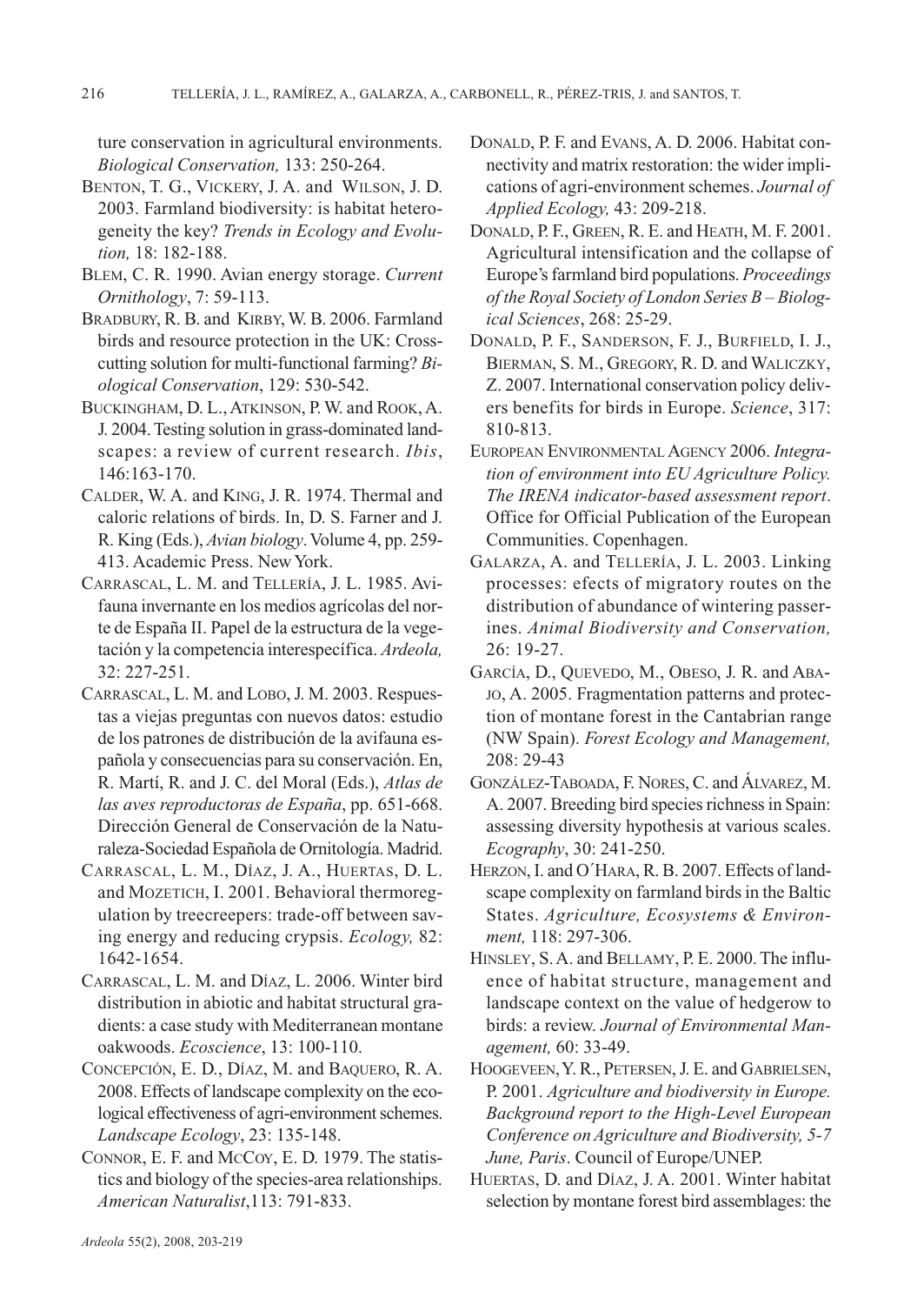ture conservation in agricultural environments. *Biological Conservation,* 133: 250-264.

BENTON, T. G., VICKERY, J. A. and WILSON, J. D. 2003. Farmland biodiversity: is habitat heterogeneity the key? *Trends in Ecology and Evolution,* 18: 182-188.

BLEM, C. R. 1990. Avian energy storage. *Current Ornithology*, 7: 59-113.

BRADBURY, R. B. and KIRBY, W. B. 2006. Farmland birds and resource protection in the UK: Cross-cutting solution for multi-functional farming? *Biological Conservation*, 129: 530-542.

BUCKINGHAM, D. L., ATKINSON, P. W. and ROOK, A. J. 2004. Testing solution in grass-dominated landscapes: a review of current research. *Ibis*, 146:163-170.

CALDER, W. A. and KING, J. R. 1974. Thermal and caloric relations of birds. In, D. S. Farner and J. R. King (Eds.), *Avian biology*. Volume 4, pp. 259-413. Academic Press. New York.

CARRASCAL, L. M. and TELLERÍA, J. L. 1985. Avifauna invernante en los medios agrícolas del norte de España II. Papel de la estructura de la vegetación y la competencia interespecífica. *Ardeola,* 32: 227-251.

CARRASCAL, L. M. and LOBO, J. M. 2003. Respuestas a viejas preguntas con nuevos datos: estudio de los patrones de distribución de la avifauna española y consecuencias para su conservación. En, R. Martí, R. and J. C. del Moral (Eds.), *Atlas de las aves reproductoras de España*, pp. 651-668. Dirección General de Conservación de la Naturaleza-Sociedad Española de Ornitología. Madrid.

CARRASCAL, L. M., DÍAZ, J. A., HUERTAS, D. L. and MOZETICH, I. 2001. Behavioral thermoregulation by treecreepers: trade-off between saving energy and reducing crypsis. *Ecology,* 82: 1642-1654.

CARRASCAL, L. M. and DÍAZ, L. 2006. Winter bird distribution in abiotic and habitat structural gradients: a case study with Mediterranean montane oakwoods. *Ecoscience*, 13: 100-110.

CONCEPCIÓN, E. D., DÍAZ, M. and BAQUERO, R. A. 2008. Effects of landscape complexity on the ecological effectiveness of agri-environment schemes. *Landscape Ecology*, 23: 135-148.

CONNOR, E. F. and MCCOY, E. D. 1979. The statistics and biology of the species-area relationships. *American Naturalist*,113: 791-833.

DONALD, P. F. and EVANS, A. D. 2006. Habitat connectivity and matrix restoration: the wider implications of agri-environment schemes. *Journal of Applied Ecology,* 43: 209-218.

DONALD, P. F., GREEN, R. E. and HEATH, M. F. 2001. Agricultural intensification and the collapse of Europe's farmland bird populations. *Proceedings of the Royal Society of London Series B – Biological Sciences*, 268: 25-29.

DONALD, P. F., SANDERSON, F. J., BURFIELD, I. J., BIERMAN, S. M., GREGORY, R. D. and WALICZKY, Z. 2007. International conservation policy delivers benefits for birds in Europe. *Science*, 317: 810-813.

EUROPEAN ENVIRONMENTAL AGENCY 2006. *Integration of environment into EU Agriculture Policy. The IRENA indicator-based assessment report*. Office for Official Publication of the European Communities. Copenhagen.

GALARZA, A. and TELLERÍA, J. L. 2003. Linking processes: efects of migratory routes on the distribution of abundance of wintering passerines. *Animal Biodiversity and Conservation,* 26: 19-27.

GARCÍA, D., QUEVEDO, M., OBESO, J. R. and ABAJO, A. 2005. Fragmentation patterns and protection of montane forest in the Cantabrian range (NW Spain). *Forest Ecology and Management,* 208: 29-43

GONZÁLEZ-TABOADA, F. NORES, C. and ÁLVAREZ, M. A. 2007. Breeding bird species richness in Spain: assessing diversity hypothesis at various scales. *Ecography*, 30: 241-250.

HERZON, I. and O´HARA, R. B. 2007. Effects of landscape complexity on farmland birds in the Baltic States. *Agriculture, Ecosystems & Environment,* 118: 297-306.

HINSLEY, S. A. and BELLAMY, P. E. 2000. The influence of habitat structure, management and landscape context on the value of hedgerow to birds: a review. *Journal of Environmental Management,* 60: 33-49.

HOOGEVEEN, Y. R., PETERSEN, J. E. and GABRIELSEN, P. 2001. *Agriculture and biodiversity in Europe. Background report to the High-Level European Conference on Agriculture and Biodiversity, 5-7 June, Paris*. Council of Europe/UNEP.

HUERTAS, D. and DÍAZ, J. A. 2001. Winter habitat selection by montane forest bird assemblages: the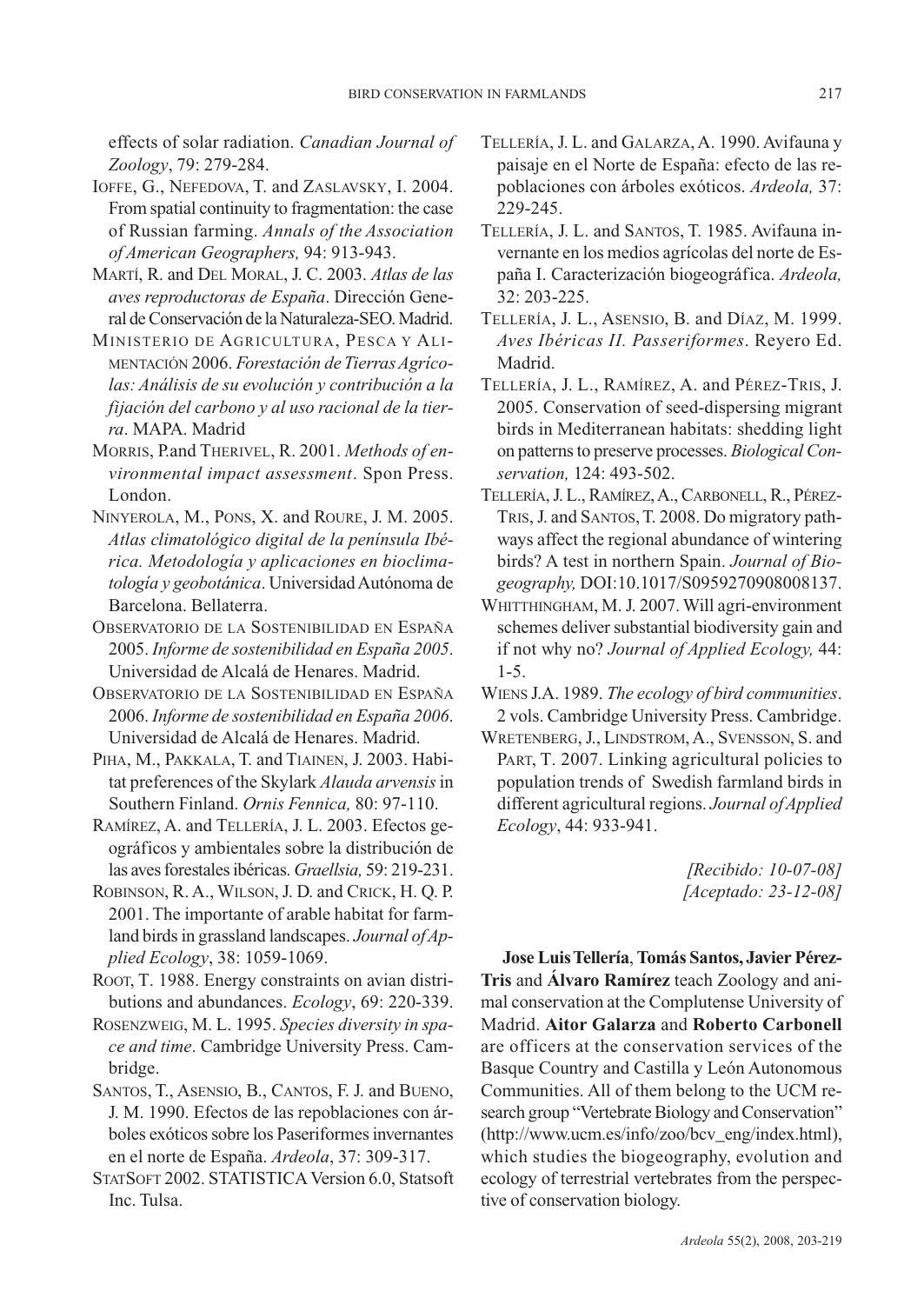effects of solar radiation. *Canadian Journal of Zoology*, 79: 279-284.

IOFFE, G., NEFEDOVA, T. and ZASLAVSKY, I. 2004. From spatial continuity to fragmentation: the case of Russian farming. *Annals of the Association of American Geographers,* 94: 913-943.

MARTÍ, R. and DEL MORAL, J. C. 2003. *Atlas de las aves reproductoras de España*. Dirección General de Conservación de la Naturaleza-SEO. Madrid.

MINISTERIO DE AGRICULTURA, PESCA Y ALIMENTACIÓN 2006. *Forestación de Tierras Agrícolas: Análisis de su evolución y contribución a la fijación del carbono y al uso racional de la tierra*. MAPA. Madrid

MORRIS, P.and THERIVEL, R. 2001. *Methods of environmental impact assessment*. Spon Press. London.

NINYEROLA, M., PONS, X. and ROURE, J. M. 2005. *Atlas climatológico digital de la península Ibérica. Metodología y aplicaciones en bioclimatología y geobotánica*. Universidad Autónoma de Barcelona. Bellaterra.

OBSERVATORIO DE LA SOSTENIBILIDAD EN ESPAÑA 2005. *Informe de sostenibilidad en España 2005*. Universidad de Alcalá de Henares. Madrid.

OBSERVATORIO DE LA SOSTENIBILIDAD EN ESPAÑA 2006. *Informe de sostenibilidad en España 2006*. Universidad de Alcalá de Henares. Madrid.

PIHA, M., PAKKALA, T. and TIAINEN, J. 2003. Habitat preferences of the Skylark *Alauda arvensis* in Southern Finland. *Ornis Fennica,* 80: 97-110.

RAMÍREZ, A. and TELLERÍA, J. L. 2003. Efectos geográficos y ambientales sobre la distribución de las aves forestales ibéricas. *Graellsia,* 59: 219-231.

ROBINSON, R. A., WILSON, J. D. and CRICK, H. Q. P. 2001. The importante of arable habitat for farmland birds in grassland landscapes. *Journal of Applied Ecology*, 38: 1059-1069.

ROOT, T. 1988. Energy constraints on avian distributions and abundances. *Ecology*, 69: 220-339.

ROSENZWEIG, M. L. 1995. *Species diversity in space and time*. Cambridge University Press. Cambridge.

SANTOS, T., ASENSIO, B., CANTOS, F. J. and BUENO, J. M. 1990. Efectos de las repoblaciones con árboles exóticos sobre los Paseriformes invernantes en el norte de España. *Ardeola*, 37: 309-317.

STATSOFT 2002. STATISTICA Version 6.0, Statsoft Inc. Tulsa.

TELLERÍA, J. L. and GALARZA, A. 1990. Avifauna y paisaje en el Norte de España: efecto de las repoblaciones con árboles exóticos. *Ardeola,* 37: 229-245.

TELLERÍA, J. L. and SANTOS, T. 1985. Avifauna invernante en los medios agrícolas del norte de España I. Caracterización biogeográfica. *Ardeola,* 32: 203-225.

TELLERÍA, J. L., ASENSIO, B. and DÍAZ, M. 1999. *Aves Ibéricas II. Passeriformes*. Reyero Ed. Madrid.

TELLERÍA, J. L., RAMÍREZ, A. and PÉREZ-TRIS, J. 2005. Conservation of seed-dispersing migrant birds in Mediterranean habitats: shedding light on patterns to preserve processes. *Biological Conservation,* 124: 493-502.

TELLERÍA, J. L., RAMÍREZ, A., CARBONELL, R., PÉREZ-TRIS, J. and SANTOS, T. 2008. Do migratory pathways affect the regional abundance of wintering birds? A test in northern Spain. *Journal of Biogeography,* DOI:10.1017/S0959270908008137.

WHITTHINGHAM, M. J. 2007. Will agri-environment schemes deliver substantial biodiversity gain and if not why no? *Journal of Applied Ecology,* 44: 1-5.

WIENS J.A. 1989. *The ecology of bird communities*. 2 vols. Cambridge University Press. Cambridge.

WRETENBERG, J., LINDSTROM, A., SVENSSON, S. and PART, T. 2007. Linking agricultural policies to population trends of Swedish farmland birds in different agricultural regions. *Journal of Applied Ecology*, 44: 933-941.

*[Recibido: 10-07-08]*
*[Aceptado: 23-12-08]*

**Jose Luis Tellería**, **Tomás Santos, Javier Pérez-Tris** and **Álvaro Ramírez** teach Zoology and animal conservation at the Complutense University of Madrid. **Aitor Galarza** and **Roberto Carbonell** are officers at the conservation services of the Basque Country and Castilla y León Autonomous Communities. All of them belong to the UCM research group "Vertebrate Biology and Conservation" (http://www.ucm.es/info/zoo/bcv_eng/index.html), which studies the biogeography, evolution and ecology of terrestrial vertebrates from the perspective of conservation biology.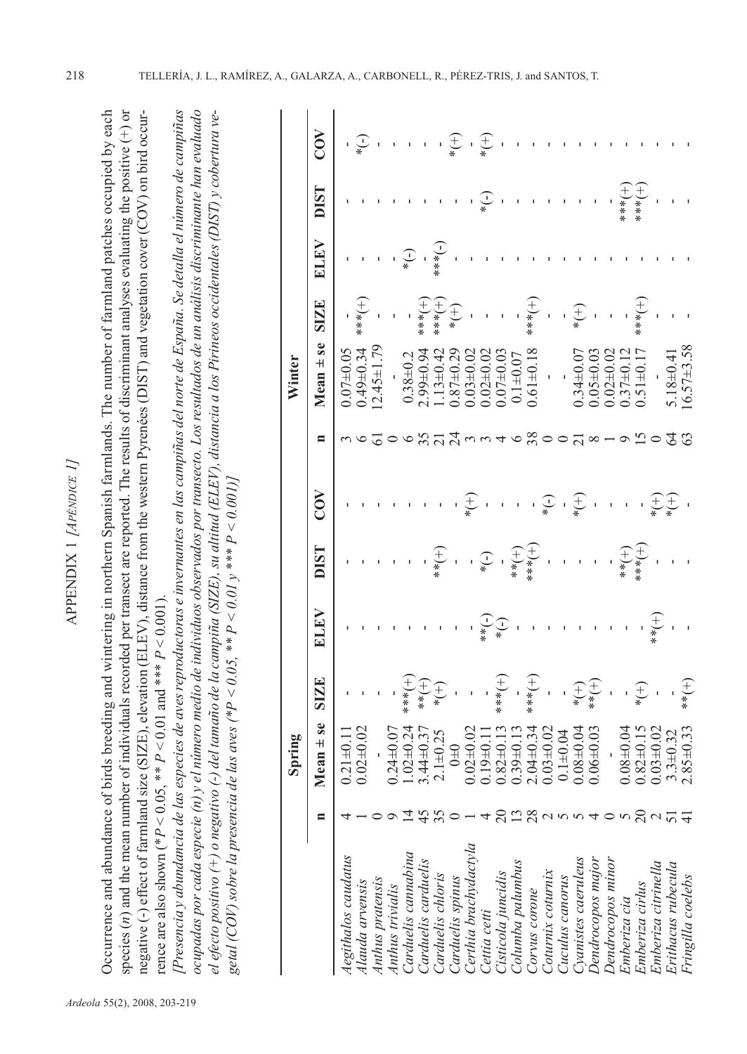# APPENDIX 1 *[APÉNDICE 1]*

Occurrence and abundance of birds breeding and wintering in northern Spanish farmlands. The number of farmland patches occupied by each species (*n*) and the mean number of individuals recorded per transect are reported. The results of discriminant analyses evaluating the positive (+) or negative (-) effect of farmland size (SIZE), elevation (ELEV), distance from the western Pyrenées (DIST) and vegetation cover (COV) on bird occurrence are also shown (*$P < 0.05$, ** $P < 0.01$ and *** $P < 0.001$).

*[Presencia y abundancia de las especies de aves reproductoras e invernantes en las campiñas del norte de España. Se detalla el número de campiñas ocupadas por cada especie (n) y el número medio de individuos observados por transecto. Los resultados de un análisis discriminante han evaluado el efecto positivo (+) o negativo (-) del tamaño de la campiña (SIZE), su altitud (ELEV), distancia a los Pirineos occidentales (DIST) y cobertura vegetal (COV) sobre la presencia de las aves (*P < 0.05, ** P < 0.01 y *** P < 0.001)]*

| | Spring | | | | | | Winter | | | | | |
|---|---|---|---|---|---|---|---|---|---|---|---|---|
| | n | Mean ± se | SIZE | ELEV | DIST | COV | n | Mean ± se | SIZE | ELEV | DIST | COV |
| *Aegithalos caudatus* | 4 | 0.21±0.11 | - | - | - | - | 3 | 0.07±0.05 | - | - | - | - |
| *Alauda arvensis* | 1 | 0.02±0.02 | - | - | - | - | 6 | 0.49±0.34 | ***(+) | - | - | *(-) |
| *Anthus pratensis* | 0 | - | - | - | - | - | 61 | 12.45±1.79 | - | - | - | - |
| *Anthus trivialis* | 9 | 0.24±0.07 | - | - | - | - | 0 | - | - | - | - | - |
| *Carduelis cannabina* | 14 | 1.02±0.24 | ***(+) | - | - | - | 6 | 0.38±0.2 | - | *(-) | - | - |
| *Carduelis carduelis* | 45 | 3.44±0.37 | **(+) | - | - | - | 35 | 2.99±0.94 | ***(+) | - | - | - |
| *Carduelis chloris* | 35 | 2.1±0.25 | *(+) | - | **(+) | - | 21 | 1.13±0.42 | ***(+) | ***(-) | - | - |
| *Carduelis spinus* | 0 | 0±0 | - | - | - | - | 24 | 0.87±0.29 | *(+) | - | - | *(+) |
| *Certhia brachydactyla* | 1 | 0.02±0.02 | - | - | - | *(+) | 3 | 0.03±0.02 | - | - | - | - |
| *Cettia cetti* | 4 | 0.19±0.11 | - | **(-) | *(-) | - | 3 | 0.02±0.02 | - | - | *(-) | *(+) |
| *Cisticola juncidis* | 20 | 0.82±0.13 | ***(+) | *(-) | - | - | 4 | 0.07±0.03 | - | - | - | - |
| *Columba palumbus* | 13 | 0.39±0.13 | - | - | **(+) | - | 6 | 0.1±0.07 | - | - | - | - |
| *Corvus corone* | 28 | 2.04±0.34 | ***(+) | - | ***(+) | - | 38 | 0.61±0.18 | ***(+) | - | - | - |
| *Coturnix coturnix* | 2 | 0.03±0.02 | - | - | - | *(-) | 0 | - | - | - | - | - |
| *Cuculus canorus* | 5 | 0.1±0.04 | - | - | - | - | 0 | - | - | - | - | - |
| *Cyanistes caeruleus* | 5 | 0.08±0.04 | *(+) | - | - | *(+) | 21 | 0.34±0.07 | *(+) | - | - | - |
| *Dendrocopos major* | 4 | 0.06±0.03 | **(+) | - | - | - | 8 | 0.05±0.03 | - | - | - | - |
| *Dendrocopos minor* | 0 | - | - | - | - | - | 1 | 0.02±0.02 | - | - | - | - |
| *Emberiza cia* | 5 | 0.08±0.04 | - | - | **(+) | - | 9 | 0.37±0.12 | - | - | ***(+) | - |
| *Emberiza cirlus* | 20 | 0.82±0.15 | *(+) | - | ***(+) | - | 15 | 0.51±0.17 | ***(+) | - | ***(+) | - |
| *Emberiza citrinella* | 2 | 0.03±0.02 | - | **(+) | - | *(+) | 0 | - | - | - | - | - |
| *Erithacus rubecula* | 51 | 3.3±0.32 | - | - | - | *(+) | 64 | 5.18±0.41 | - | - | - | - |
| *Fringilla coelebs* | 41 | 2.85±0.33 | **(+) | - | - | - | 63 | 16.57±3.58 | - | - | - | - |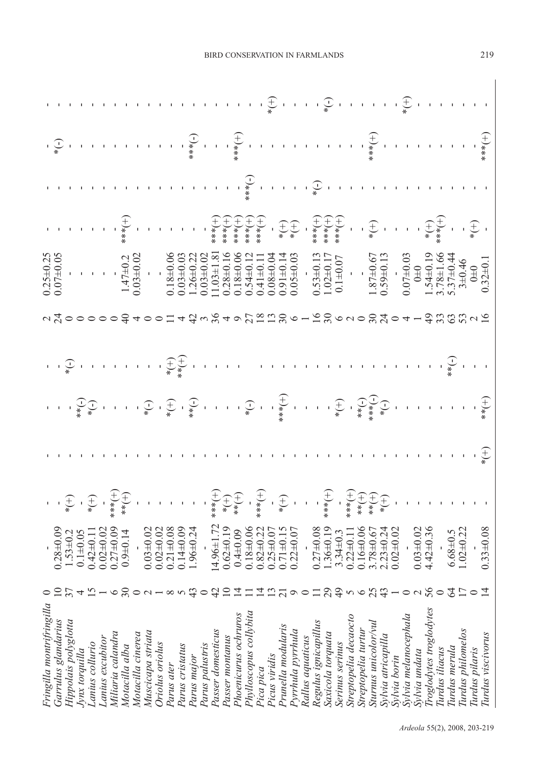| | | | | | | | | | | | | |
|---|---|---|---|---|---|---|---|---|---|---|---|---|
| *Fringilla montrifringilla* | 0 | - | - | - | - | - | 2 | 0.25±0.25 | - | - | - | - |
| *Garrulus glandarius* | 10 | 0.28±0.09 | - | - | - | - | 24 | 0.07±0.05 | - | - | *(-) | - |
| *Hippolais polyglotta* | 37 | 1.53±0.2 | *(+) | - | - | *(-) | 0 | - | - | - | - | - |
| *Jynx torquilla* | 4 | 0.1±0.05 | - | - | **(-) | - | 0 | - | - | - | - | - |
| *Lanius collurio* | 15 | 0.42±0.11 | *(+) | - | *(-) | - | 0 | - | - | - | - | - |
| *Lanius excubitor* | 1 | 0.02±0.02 | - | - | - | - | 0 | - | - | - | - | - |
| *Miliaria calandra* | 6 | 0.27±0.09 | ***(+) | - | - | - | 0 | - | - | - | - | - |
| *Motacilla alba* | 30 | 0.9±0.14 | **(+) | - | - | - | 40 | 1.47±0.2 | ***(+) | - | - | - |
| *Motacilla cinerea* | 0 | - | - | - | - | - | 4 | 0.03±0.02 | - | - | - | - |
| *Muscicapa striata* | 2 | 0.03±0.02 | - | - | *(-) | - | 0 | - | - | - | - | - |
| *Oriolus oriolus* | 1 | 0.02±0.02 | - | - | - | - | 0 | - | - | - | - | - |
| *Parus ater* | 8 | 0.21±0.08 | - | - | *(+) | *(+) | 11 | 0.18±0.06 | - | - | - | - |
| *Parus cristatus* | 5 | 0.14±0.09 | - | - | - | **(+) | 4 | 0.03±0.03 | - | - | - | - |
| *Parus major* | 43 | 1.96±0.24 | - | - | **(-) | - | 42 | 1.26±0.22 | - | - | ***(-) | - |
| *Parus palustris* | 0 | - | - | - | - | - | 3 | 0.03±0.02 | - | - | - | - |
| *Passer domesticus* | 42 | 14.96±1.72 | ***(+) | - | - | - | 36 | 11.03±1.81 | ***(+) | - | - | - |
| *Passer montanus* | 10 | 0.62±0.19 | *(+) | - | - | - | 4 | 0.28±0.16 | ***(+) | - | - | - |
| *Phoenicurus ochruros* | 14 | 0.4±0.09 | **(+) | - | - | - | 9 | 0.18±0.06 | ***(+) | - | ***(+) | - |
| *Phylloscopus collybita* | 11 | 0.18±0.06 | - | - | *(-) | - | 27 | 0.54±0.12 | ***(+) | ***(-) | - | - |
| *Pica pica* | 14 | 0.82±0.22 | ***(+) | - | - | - | 18 | 0.41±0.11 | ***(+) | - | - | - |
| *Picus viridis* | 13 | 0.25±0.07 | - | - | - | - | 13 | 0.08±0.04 | - | - | - | *(+) |
| *Prunella modularis* | 21 | 0.71±0.15 | *(+) | - | ***(+) | - | 30 | 0.91±0.14 | *(+) | - | - | - |
| *Pyrrhula pyrrhula* | 9 | 0.22±0.07 | - | - | - | - | 6 | 0.05±0.03 | *(+) | - | - | - |
| *Rallus aquaticus* | 0 | - | - | - | - | - | 1 | - | - | - | - | - |
| *Regulus ignicapillus* | 11 | 0.27±0.08 | - | - | - | - | 16 | 0.53±0.13 | ***(+) | *(-) | - | - |
| *Saxicola torquata* | 29 | 1.36±0.19 | ***(+) | - | - | - | 30 | 1.02±0.17 | ***(+) | - | - | - |
| *Serinus serinus* | 49 | 3.34±0.3 | - | - | *(+) | - | 6 | 0.1±0.07 | ***(+) | - | - | *(-) |
| *Streptopelia decaocto* | 5 | 0.22±0.11 | ***(+) | - | - | - | 2 | - | - | - | - | - |
| *Streptopelia turtur* | 6 | 0.16±0.06 | **(+) | - | **(-) | - | 0 | - | - | - | - | - |
| *Sturnus unicolor/vul* | 25 | 3.78±0.67 | **(+) | - | ***(-) | - | 30 | 1.87±0.67 | *(+) | - | ***(+) | - |
| *Sylvia atricapilla* | 43 | 2.23±0.24 | *(+) | - | *(-) | - | 24 | 0.59±0.13 | - | - | - | - |
| *Sylvia borin* | 1 | 0.02±0.02 | - | - | - | - | 0 | - | - | - | - | - |
| *Sylvia melanocephala* | 0 | - | - | - | - | - | 4 | 0.07±0.03 | - | - | - | *(+) |
| *Sylvia undata* | 2 | 0.03±0.02 | - | - | - | - | 1 | 0±0 | - | - | - | - |
| *Troglodytes troglodytes* | 56 | 4.42±0.36 | - | - | - | - | 49 | 1.54±0.19 | *(+) | - | - | - |
| *Turdus iliacus* | 0 | - | - | - | - | - | 33 | 3.78±1.66 | ***(+) | - | - | - |
| *Turdus merula* | 64 | 6.68±0.5 | - | - | - | **(-) | 63 | 5.37±0.44 | - | - | - | - |
| *Turdus philomelos* | 17 | 1.02±0.22 | - | - | - | - | 53 | 3±0.46 | - | - | - | - |
| *Turdus pilaris* | 0 | - | - | - | - | - | 2 | 0±0 | *(+) | - | - | - |
| *Turdus viscivorus* | 14 | 0.33±0.08 | - | *(+) | **(+) | - | 16 | 0.32±0.1 | - | - | ***(+) | - |